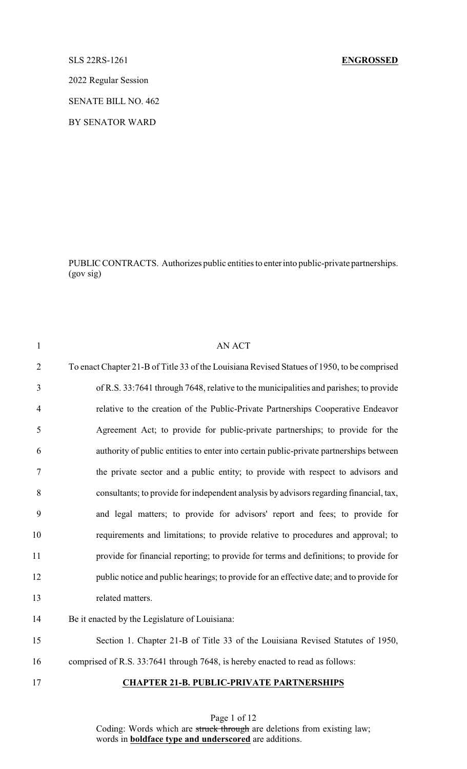SLS 22RS-1261 **ENGROSSED**

2022 Regular Session

SENATE BILL NO. 462

BY SENATOR WARD

PUBLIC CONTRACTS. Authorizes public entities to enter into public-private partnerships. (gov sig)

AN ACT

To enact Chapter 21-B of Title 33 of the Louisiana Revised Statues of 1950, to be comprised of R.S. 33:7641 through 7648, relative to the municipalities and parishes; to provide relative to the creation of the Public-Private Partnerships Cooperative Endeavor Agreement Act; to provide for public-private partnerships; to provide for the authority of public entities to enter into certain public-private partnerships between the private sector and a public entity; to provide with respect to advisors and consultants; to provide for independent analysis by advisors regarding financial, tax, and legal matters; to provide for advisors' report and fees; to provide for requirements and limitations; to provide relative to procedures and approval; to provide for financial reporting; to provide for terms and definitions; to provide for public notice and public hearings; to provide for an effective date; and to provide for related matters.

Be it enacted by the Legislature of Louisiana:

Section 1. Chapter 21-B of Title 33 of the Louisiana Revised Statutes of 1950, comprised of R.S. 33:7641 through 7648, is hereby enacted to read as follows:

**CHAPTER 21-B. PUBLIC-PRIVATE PARTNERSHIPS**

Coding: Words which are ~~struck through~~ are deletions from existing law; words in **boldface type and underscored** are additions.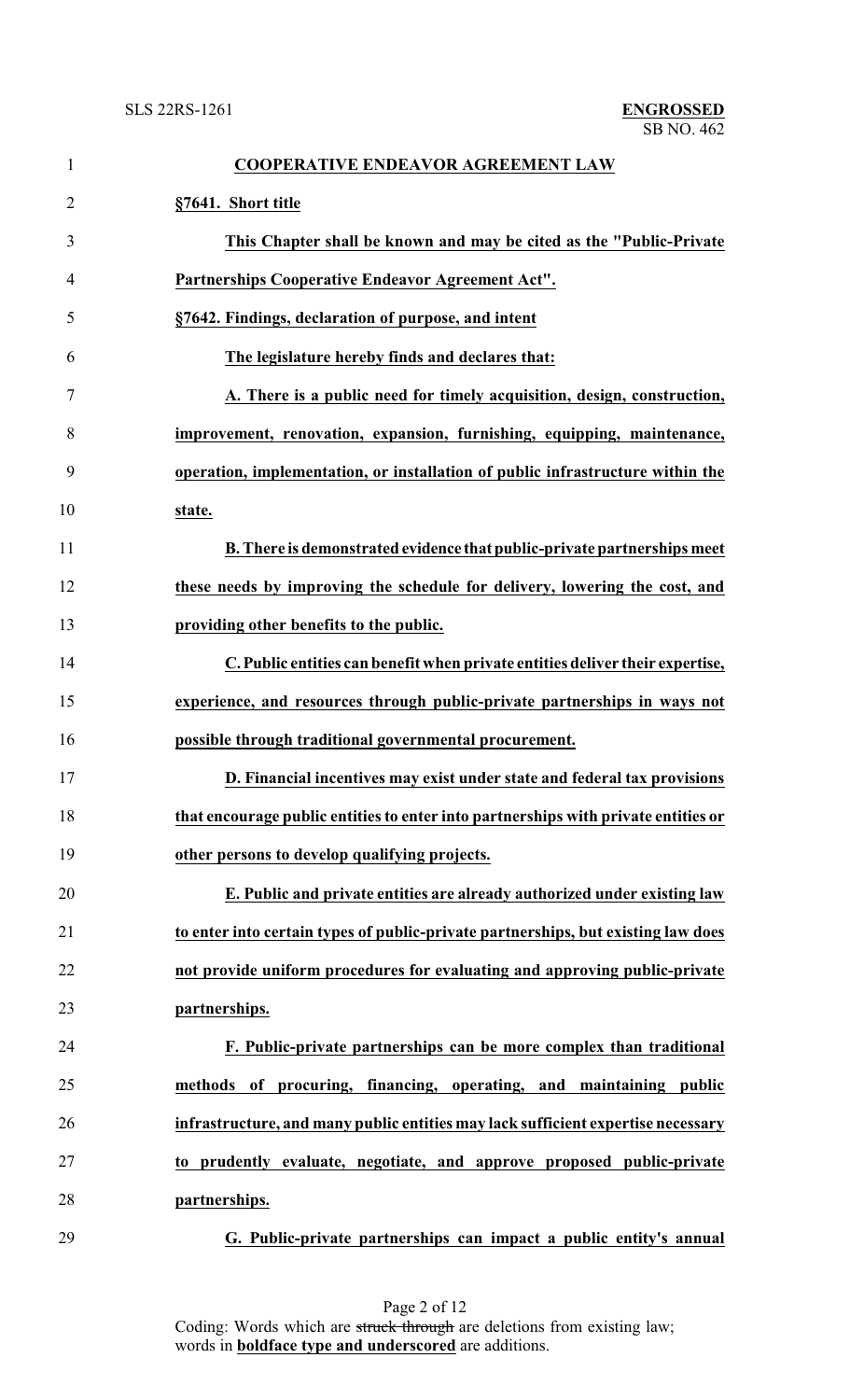**COOPERATIVE ENDEAVOR AGREEMENT LAW**

**§7641. Short title**

**This Chapter shall be known and may be cited as the "Public-Private Partnerships Cooperative Endeavor Agreement Act".**

**§7642. Findings, declaration of purpose, and intent**

**The legislature hereby finds and declares that:**

**A. There is a public need for timely acquisition, design, construction, improvement, renovation, expansion, furnishing, equipping, maintenance, operation, implementation, or installation of public infrastructure within the state.**

**B. There is demonstrated evidence that public-private partnerships meet these needs by improving the schedule for delivery, lowering the cost, and providing other benefits to the public.**

**C. Public entities can benefit when private entities deliver their expertise, experience, and resources through public-private partnerships in ways not possible through traditional governmental procurement.**

**D. Financial incentives may exist under state and federal tax provisions that encourage public entities to enter into partnerships with private entities or other persons to develop qualifying projects.**

**E. Public and private entities are already authorized under existing law to enter into certain types of public-private partnerships, but existing law does not provide uniform procedures for evaluating and approving public-private partnerships.**

**F. Public-private partnerships can be more complex than traditional methods of procuring, financing, operating, and maintaining public infrastructure, and many public entities may lack sufficient expertise necessary to prudently evaluate, negotiate, and approve proposed public-private partnerships.**

**G. Public-private partnerships can impact a public entity's annual**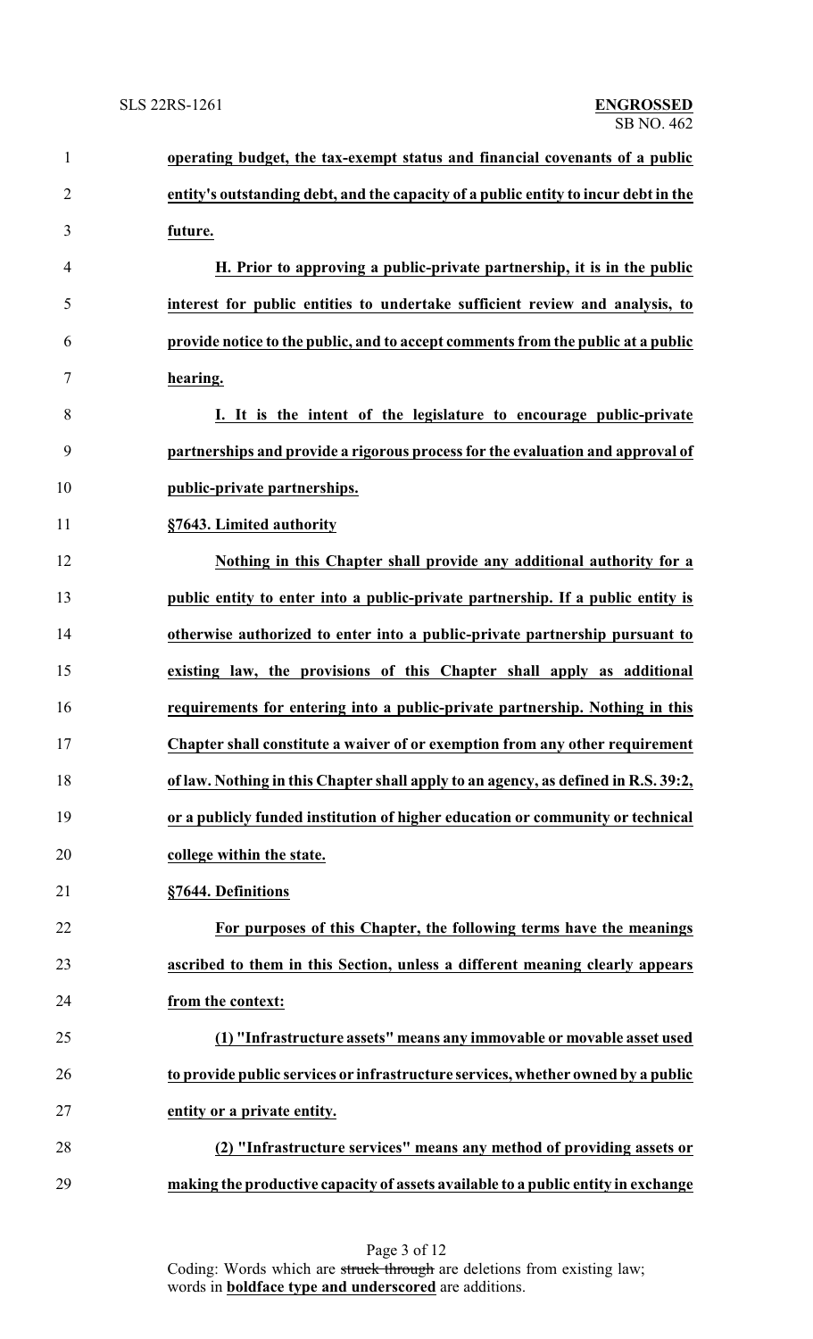**operating budget, the tax-exempt status and financial covenants of a public entity's outstanding debt, and the capacity of a public entity to incur debt in the future.**

**H. Prior to approving a public-private partnership, it is in the public interest for public entities to undertake sufficient review and analysis, to provide notice to the public, and to accept comments from the public at a public hearing.**

**I. It is the intent of the legislature to encourage public-private partnerships and provide a rigorous process for the evaluation and approval of public-private partnerships.**

**§7643. Limited authority**

**Nothing in this Chapter shall provide any additional authority for a public entity to enter into a public-private partnership. If a public entity is otherwise authorized to enter into a public-private partnership pursuant to existing law, the provisions of this Chapter shall apply as additional requirements for entering into a public-private partnership. Nothing in this Chapter shall constitute a waiver of or exemption from any other requirement of law. Nothing in this Chapter shall apply to an agency, as defined in R.S. 39:2, or a publicly funded institution of higher education or community or technical college within the state.**

**§7644. Definitions**

**For purposes of this Chapter, the following terms have the meanings ascribed to them in this Section, unless a different meaning clearly appears from the context:**

**(1) "Infrastructure assets" means any immovable or movable asset used to provide public services or infrastructure services, whether owned by a public entity or a private entity.**

**(2) "Infrastructure services" means any method of providing assets or making the productive capacity of assets available to a public entity in exchange**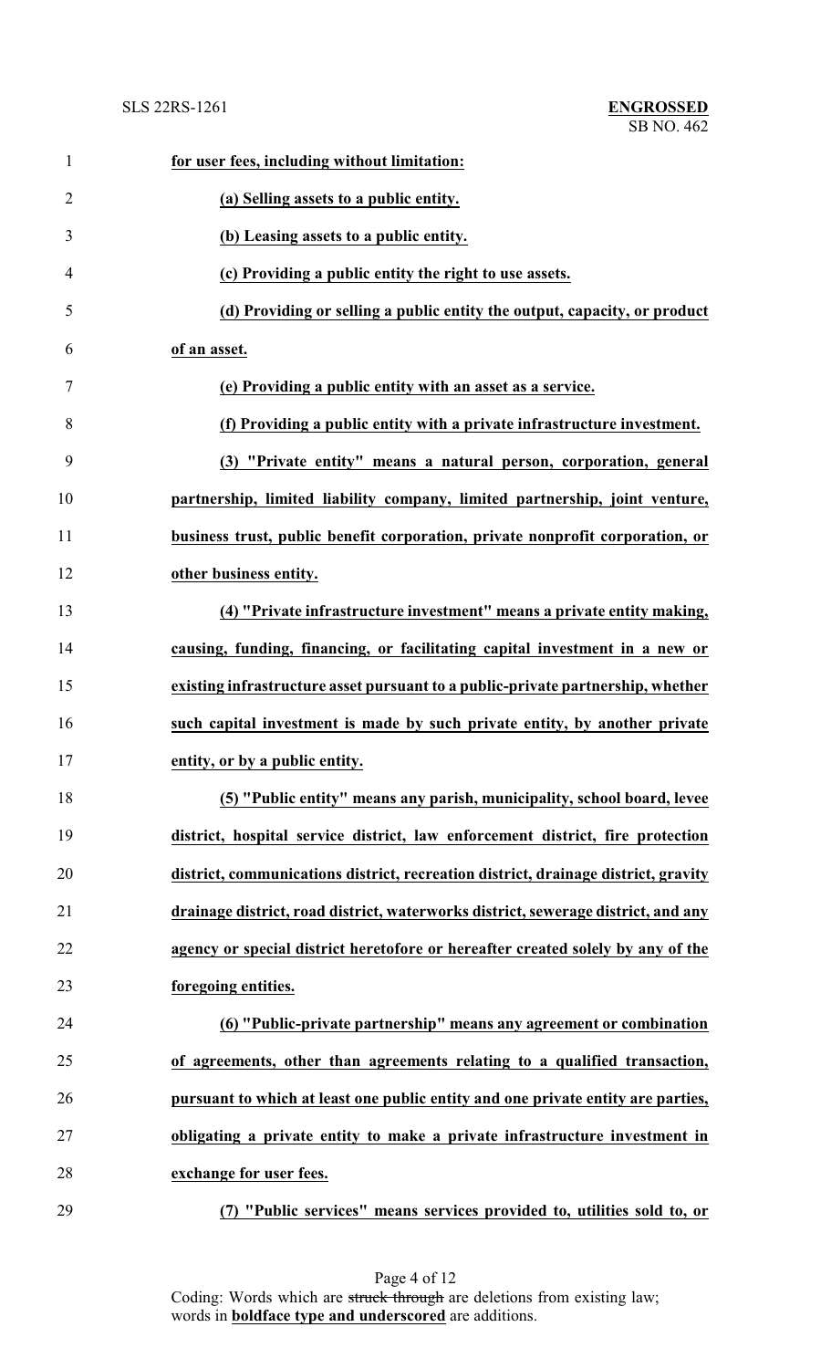**for user fees, including without limitation:**

**(a) Selling assets to a public entity.**

**(b) Leasing assets to a public entity.**

**(c) Providing a public entity the right to use assets.**

**(d) Providing or selling a public entity the output, capacity, or product of an asset.**

**(e) Providing a public entity with an asset as a service.**

**(f) Providing a public entity with a private infrastructure investment.**

**(3) "Private entity" means a natural person, corporation, general partnership, limited liability company, limited partnership, joint venture, business trust, public benefit corporation, private nonprofit corporation, or other business entity.**

**(4) "Private infrastructure investment" means a private entity making, causing, funding, financing, or facilitating capital investment in a new or existing infrastructure asset pursuant to a public-private partnership, whether such capital investment is made by such private entity, by another private entity, or by a public entity.**

**(5) "Public entity" means any parish, municipality, school board, levee district, hospital service district, law enforcement district, fire protection district, communications district, recreation district, drainage district, gravity drainage district, road district, waterworks district, sewerage district, and any agency or special district heretofore or hereafter created solely by any of the foregoing entities.**

**(6) "Public-private partnership" means any agreement or combination of agreements, other than agreements relating to a qualified transaction, pursuant to which at least one public entity and one private entity are parties, obligating a private entity to make a private infrastructure investment in exchange for user fees.**

**(7) "Public services" means services provided to, utilities sold to, or**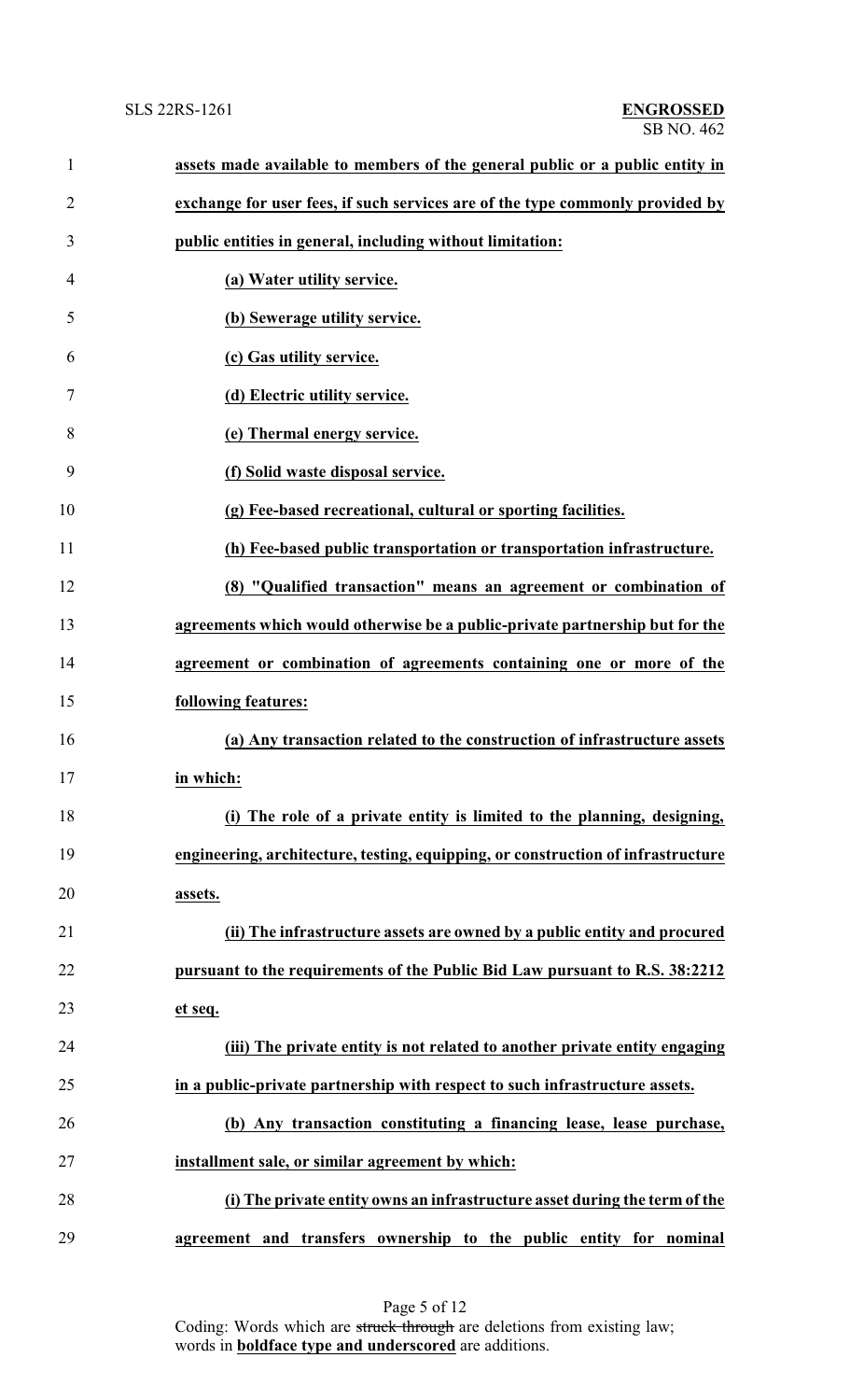**assets made available to members of the general public or a public entity in exchange for user fees, if such services are of the type commonly provided by public entities in general, including without limitation:**

**(a) Water utility service.**

**(b) Sewerage utility service.**

**(c) Gas utility service.**

**(d) Electric utility service.**

**(e) Thermal energy service.**

**(f) Solid waste disposal service.**

**(g) Fee-based recreational, cultural or sporting facilities.**

**(h) Fee-based public transportation or transportation infrastructure.**

**(8) "Qualified transaction" means an agreement or combination of agreements which would otherwise be a public-private partnership but for the agreement or combination of agreements containing one or more of the following features:**

**(a) Any transaction related to the construction of infrastructure assets in which:**

**(i) The role of a private entity is limited to the planning, designing, engineering, architecture, testing, equipping, or construction of infrastructure assets.**

**(ii) The infrastructure assets are owned by a public entity and procured pursuant to the requirements of the Public Bid Law pursuant to R.S. 38:2212 et seq.**

**(iii) The private entity is not related to another private entity engaging in a public-private partnership with respect to such infrastructure assets.**

**(b) Any transaction constituting a financing lease, lease purchase, installment sale, or similar agreement by which:**

**(i) The private entity owns an infrastructure asset during the term of the agreement and transfers ownership to the public entity for nominal**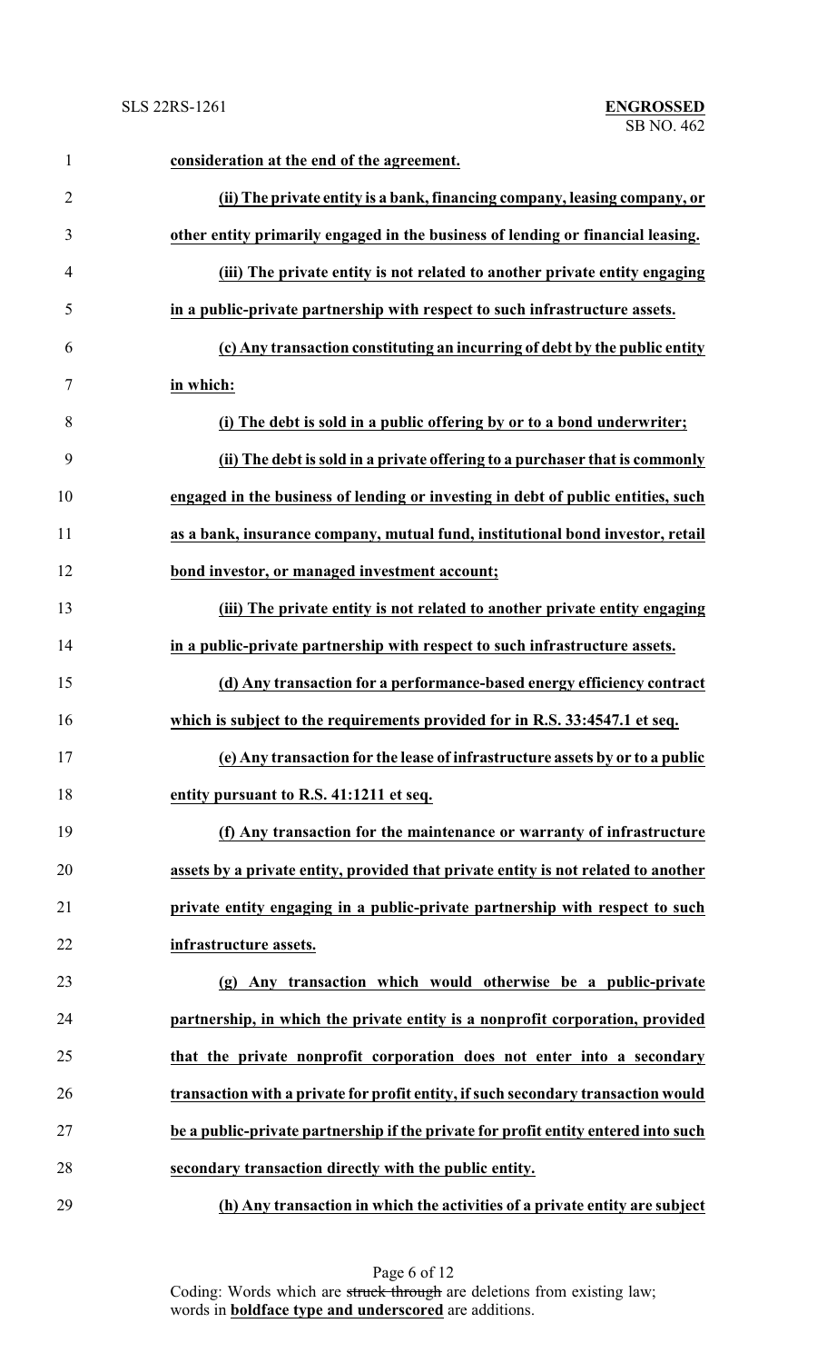**consideration at the end of the agreement.**

**(ii) The private entity is a bank, financing company, leasing company, or other entity primarily engaged in the business of lending or financial leasing.**

**(iii) The private entity is not related to another private entity engaging in a public-private partnership with respect to such infrastructure assets.**

**(c) Any transaction constituting an incurring of debt by the public entity in which:**

**(i) The debt is sold in a public offering by or to a bond underwriter;**

**(ii) The debt is sold in a private offering to a purchaser that is commonly engaged in the business of lending or investing in debt of public entities, such as a bank, insurance company, mutual fund, institutional bond investor, retail bond investor, or managed investment account;**

**(iii) The private entity is not related to another private entity engaging in a public-private partnership with respect to such infrastructure assets.**

**(d) Any transaction for a performance-based energy efficiency contract which is subject to the requirements provided for in R.S. 33:4547.1 et seq.**

**(e) Any transaction for the lease of infrastructure assets by or to a public entity pursuant to R.S. 41:1211 et seq.**

**(f) Any transaction for the maintenance or warranty of infrastructure assets by a private entity, provided that private entity is not related to another private entity engaging in a public-private partnership with respect to such infrastructure assets.**

**(g) Any transaction which would otherwise be a public-private partnership, in which the private entity is a nonprofit corporation, provided that the private nonprofit corporation does not enter into a secondary transaction with a private for profit entity, if such secondary transaction would be a public-private partnership if the private for profit entity entered into such secondary transaction directly with the public entity.**

**(h) Any transaction in which the activities of a private entity are subject**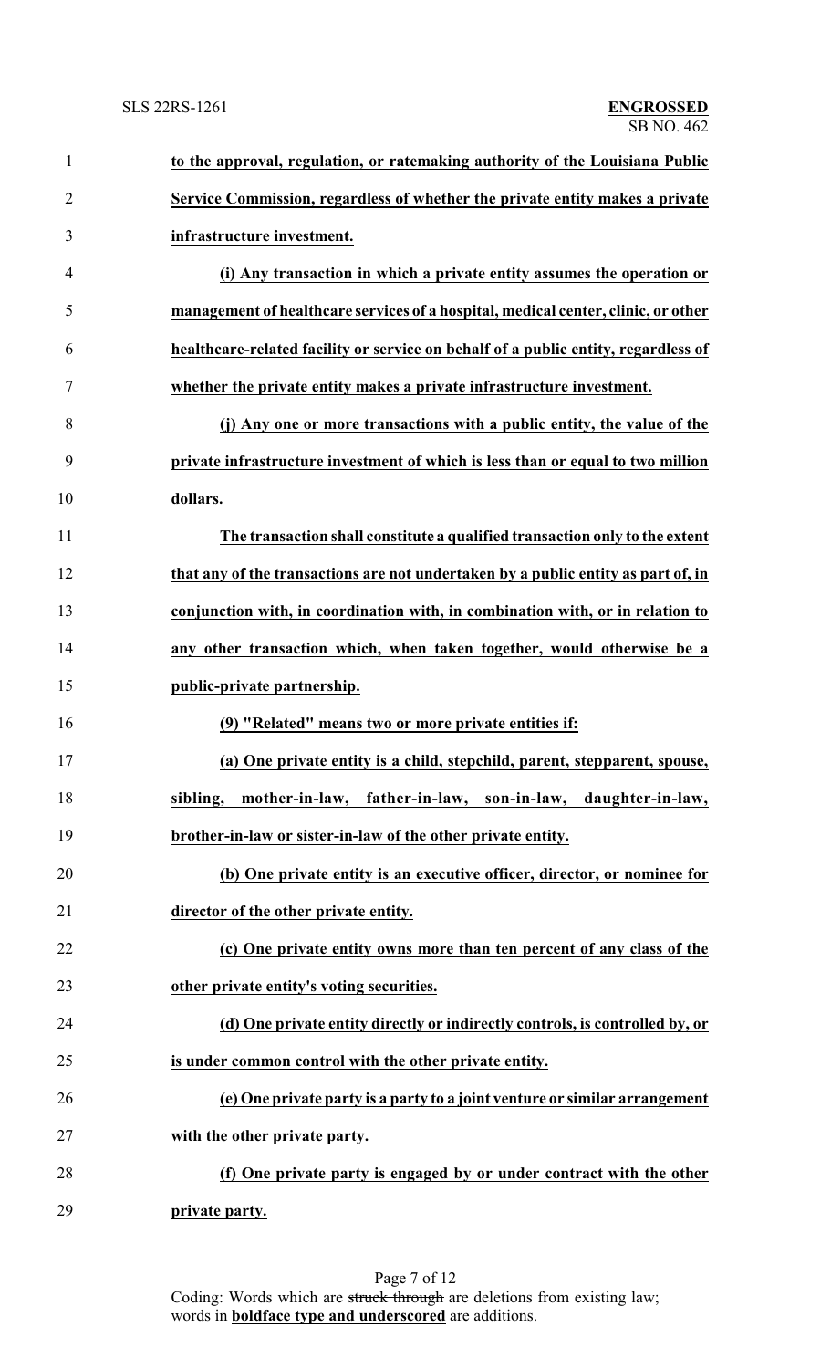**to the approval, regulation, or ratemaking authority of the Louisiana Public Service Commission, regardless of whether the private entity makes a private infrastructure investment.**

**(i) Any transaction in which a private entity assumes the operation or management of healthcare services of a hospital, medical center, clinic, or other healthcare-related facility or service on behalf of a public entity, regardless of whether the private entity makes a private infrastructure investment.**

**(j) Any one or more transactions with a public entity, the value of the private infrastructure investment of which is less than or equal to two million dollars.**

**The transaction shall constitute a qualified transaction only to the extent that any of the transactions are not undertaken by a public entity as part of, in conjunction with, in coordination with, in combination with, or in relation to any other transaction which, when taken together, would otherwise be a public-private partnership.**

**(9) "Related" means two or more private entities if:**

**(a) One private entity is a child, stepchild, parent, stepparent, spouse, sibling, mother-in-law, father-in-law, son-in-law, daughter-in-law, brother-in-law or sister-in-law of the other private entity.**

**(b) One private entity is an executive officer, director, or nominee for director of the other private entity.**

**(c) One private entity owns more than ten percent of any class of the other private entity's voting securities.**

**(d) One private entity directly or indirectly controls, is controlled by, or is under common control with the other private entity.**

**(e) One private party is a party to a joint venture or similar arrangement with the other private party.**

**(f) One private party is engaged by or under contract with the other private party.**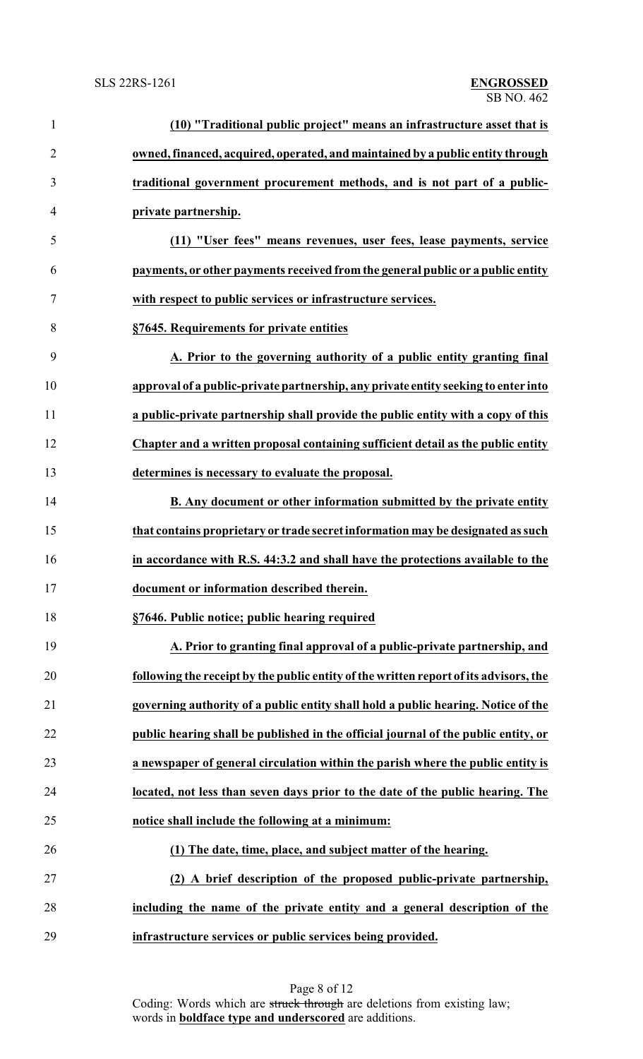**(10) "Traditional public project" means an infrastructure asset that is owned, financed, acquired, operated, and maintained by a public entity through traditional government procurement methods, and is not part of a public-private partnership.**

**(11) "User fees" means revenues, user fees, lease payments, service payments, or other payments received from the general public or a public entity with respect to public services or infrastructure services.**

**§7645. Requirements for private entities**

**A. Prior to the governing authority of a public entity granting final approval of a public-private partnership, any private entity seeking to enter into a public-private partnership shall provide the public entity with a copy of this Chapter and a written proposal containing sufficient detail as the public entity determines is necessary to evaluate the proposal.**

**B. Any document or other information submitted by the private entity that contains proprietary or trade secret information may be designated as such in accordance with R.S. 44:3.2 and shall have the protections available to the document or information described therein.**

**§7646. Public notice; public hearing required**

**A. Prior to granting final approval of a public-private partnership, and following the receipt by the public entity of the written report of its advisors, the governing authority of a public entity shall hold a public hearing. Notice of the public hearing shall be published in the official journal of the public entity, or a newspaper of general circulation within the parish where the public entity is located, not less than seven days prior to the date of the public hearing. The notice shall include the following at a minimum:**

**(1) The date, time, place, and subject matter of the hearing.**

**(2) A brief description of the proposed public-private partnership, including the name of the private entity and a general description of the infrastructure services or public services being provided.**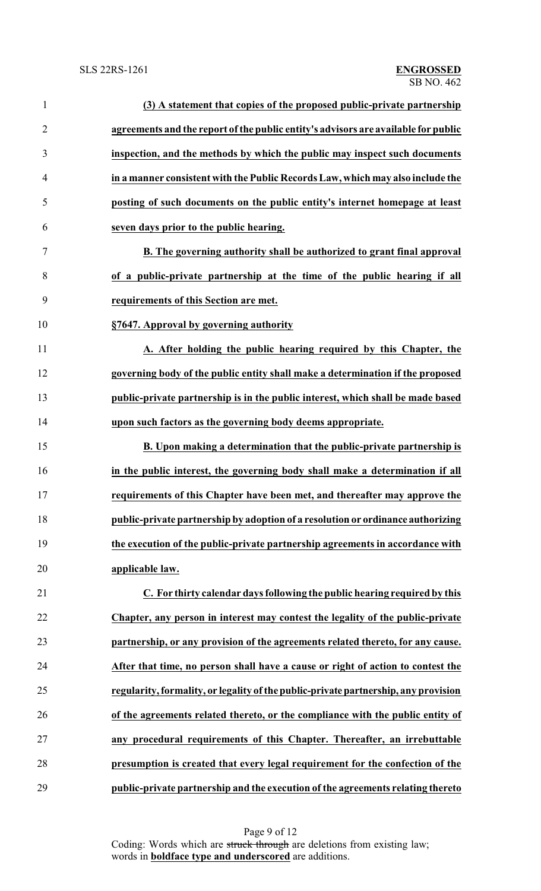**(3) A statement that copies of the proposed public-private partnership agreements and the report of the public entity's advisors are available for public inspection, and the methods by which the public may inspect such documents in a manner consistent with the Public Records Law, which may also include the posting of such documents on the public entity's internet homepage at least seven days prior to the public hearing.**

**B. The governing authority shall be authorized to grant final approval of a public-private partnership at the time of the public hearing if all requirements of this Section are met.**

**§7647. Approval by governing authority**

**A. After holding the public hearing required by this Chapter, the governing body of the public entity shall make a determination if the proposed public-private partnership is in the public interest, which shall be made based upon such factors as the governing body deems appropriate.**

**B. Upon making a determination that the public-private partnership is in the public interest, the governing body shall make a determination if all requirements of this Chapter have been met, and thereafter may approve the public-private partnership by adoption of a resolution or ordinance authorizing the execution of the public-private partnership agreements in accordance with applicable law.**

**C. For thirty calendar days following the public hearing required by this Chapter, any person in interest may contest the legality of the public-private partnership, or any provision of the agreements related thereto, for any cause. After that time, no person shall have a cause or right of action to contest the regularity, formality, or legality of the public-private partnership, any provision of the agreements related thereto, or the compliance with the public entity of any procedural requirements of this Chapter. Thereafter, an irrebuttable presumption is created that every legal requirement for the confection of the public-private partnership and the execution of the agreements relating thereto**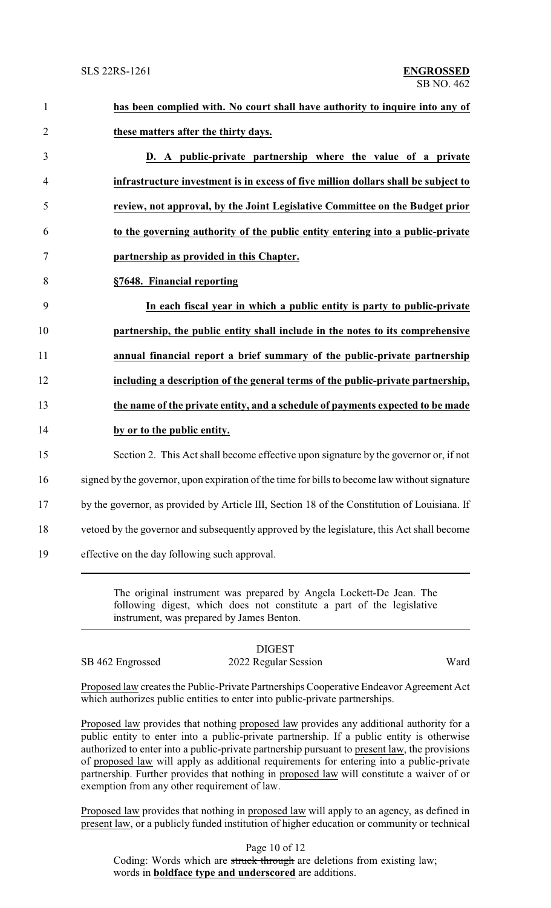**has been complied with. No court shall have authority to inquire into any of these matters after the thirty days.**

**D. A public-private partnership where the value of a private infrastructure investment is in excess of five million dollars shall be subject to review, not approval, by the Joint Legislative Committee on the Budget prior to the governing authority of the public entity entering into a public-private partnership as provided in this Chapter.**

**§7648. Financial reporting**

**In each fiscal year in which a public entity is party to public-private partnership, the public entity shall include in the notes to its comprehensive annual financial report a brief summary of the public-private partnership including a description of the general terms of the public-private partnership, the name of the private entity, and a schedule of payments expected to be made by or to the public entity.**

Section 2. This Act shall become effective upon signature by the governor or, if not signed by the governor, upon expiration of the time for bills to become law without signature by the governor, as provided by Article III, Section 18 of the Constitution of Louisiana. If vetoed by the governor and subsequently approved by the legislature, this Act shall become effective on the day following such approval.

---

The original instrument was prepared by Angela Lockett-De Jean. The following digest, which does not constitute a part of the legislative instrument, was prepared by James Benton.

---

DIGEST

SB 462 Engrossed — 2022 Regular Session — Ward

Proposed law creates the Public-Private Partnerships Cooperative Endeavor Agreement Act which authorizes public entities to enter into public-private partnerships.

Proposed law provides that nothing proposed law provides any additional authority for a public entity to enter into a public-private partnership. If a public entity is otherwise authorized to enter into a public-private partnership pursuant to present law, the provisions of proposed law will apply as additional requirements for entering into a public-private partnership. Further provides that nothing in proposed law will constitute a waiver of or exemption from any other requirement of law.

Proposed law provides that nothing in proposed law will apply to an agency, as defined in present law, or a publicly funded institution of higher education or community or technical

Coding: Words which are ~~struck through~~ are deletions from existing law; words in **boldface type and underscored** are additions.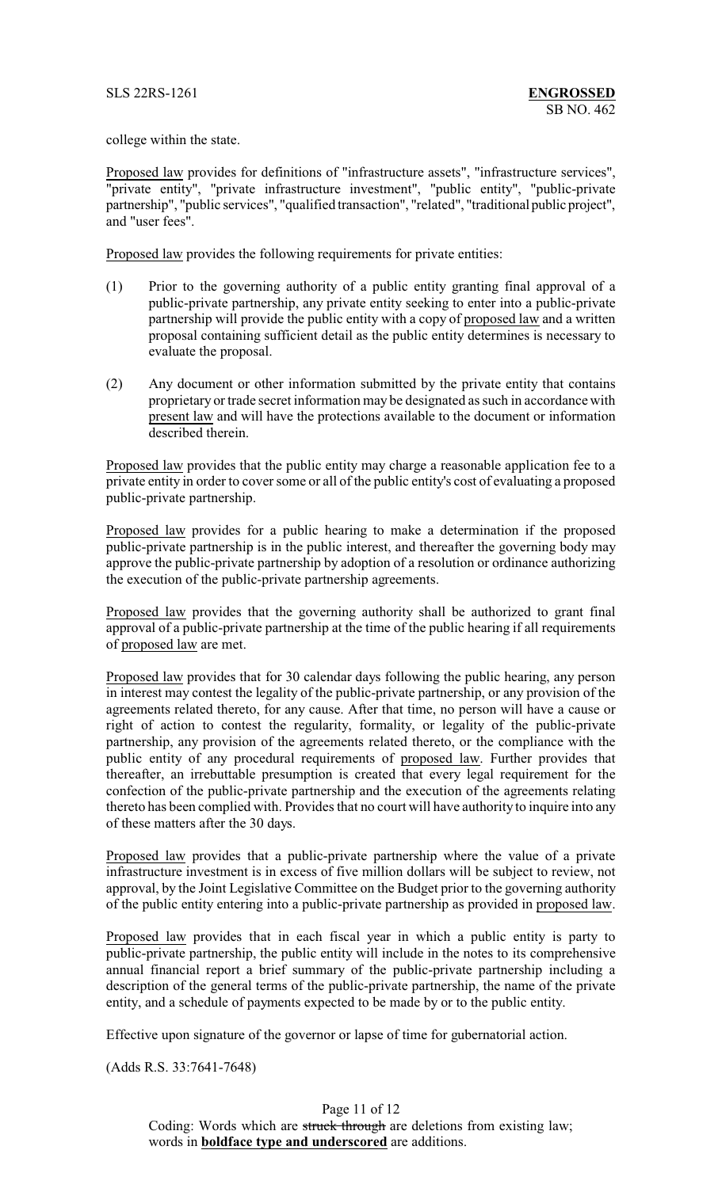college within the state.

Proposed law provides for definitions of "infrastructure assets", "infrastructure services", "private entity", "private infrastructure investment", "public entity", "public-private partnership", "public services", "qualified transaction", "related", "traditional public project", and "user fees".

Proposed law provides the following requirements for private entities:

(1) Prior to the governing authority of a public entity granting final approval of a public-private partnership, any private entity seeking to enter into a public-private partnership will provide the public entity with a copy of proposed law and a written proposal containing sufficient detail as the public entity determines is necessary to evaluate the proposal.

(2) Any document or other information submitted by the private entity that contains proprietary or trade secret information may be designated as such in accordance with present law and will have the protections available to the document or information described therein.

Proposed law provides that the public entity may charge a reasonable application fee to a private entity in order to cover some or all of the public entity's cost of evaluating a proposed public-private partnership.

Proposed law provides for a public hearing to make a determination if the proposed public-private partnership is in the public interest, and thereafter the governing body may approve the public-private partnership by adoption of a resolution or ordinance authorizing the execution of the public-private partnership agreements.

Proposed law provides that the governing authority shall be authorized to grant final approval of a public-private partnership at the time of the public hearing if all requirements of proposed law are met.

Proposed law provides that for 30 calendar days following the public hearing, any person in interest may contest the legality of the public-private partnership, or any provision of the agreements related thereto, for any cause. After that time, no person will have a cause or right of action to contest the regularity, formality, or legality of the public-private partnership, any provision of the agreements related thereto, or the compliance with the public entity of any procedural requirements of proposed law. Further provides that thereafter, an irrebuttable presumption is created that every legal requirement for the confection of the public-private partnership and the execution of the agreements relating thereto has been complied with. Provides that no court will have authority to inquire into any of these matters after the 30 days.

Proposed law provides that a public-private partnership where the value of a private infrastructure investment is in excess of five million dollars will be subject to review, not approval, by the Joint Legislative Committee on the Budget prior to the governing authority of the public entity entering into a public-private partnership as provided in proposed law.

Proposed law provides that in each fiscal year in which a public entity is party to public-private partnership, the public entity will include in the notes to its comprehensive annual financial report a brief summary of the public-private partnership including a description of the general terms of the public-private partnership, the name of the private entity, and a schedule of payments expected to be made by or to the public entity.

Effective upon signature of the governor or lapse of time for gubernatorial action.

(Adds R.S. 33:7641-7648)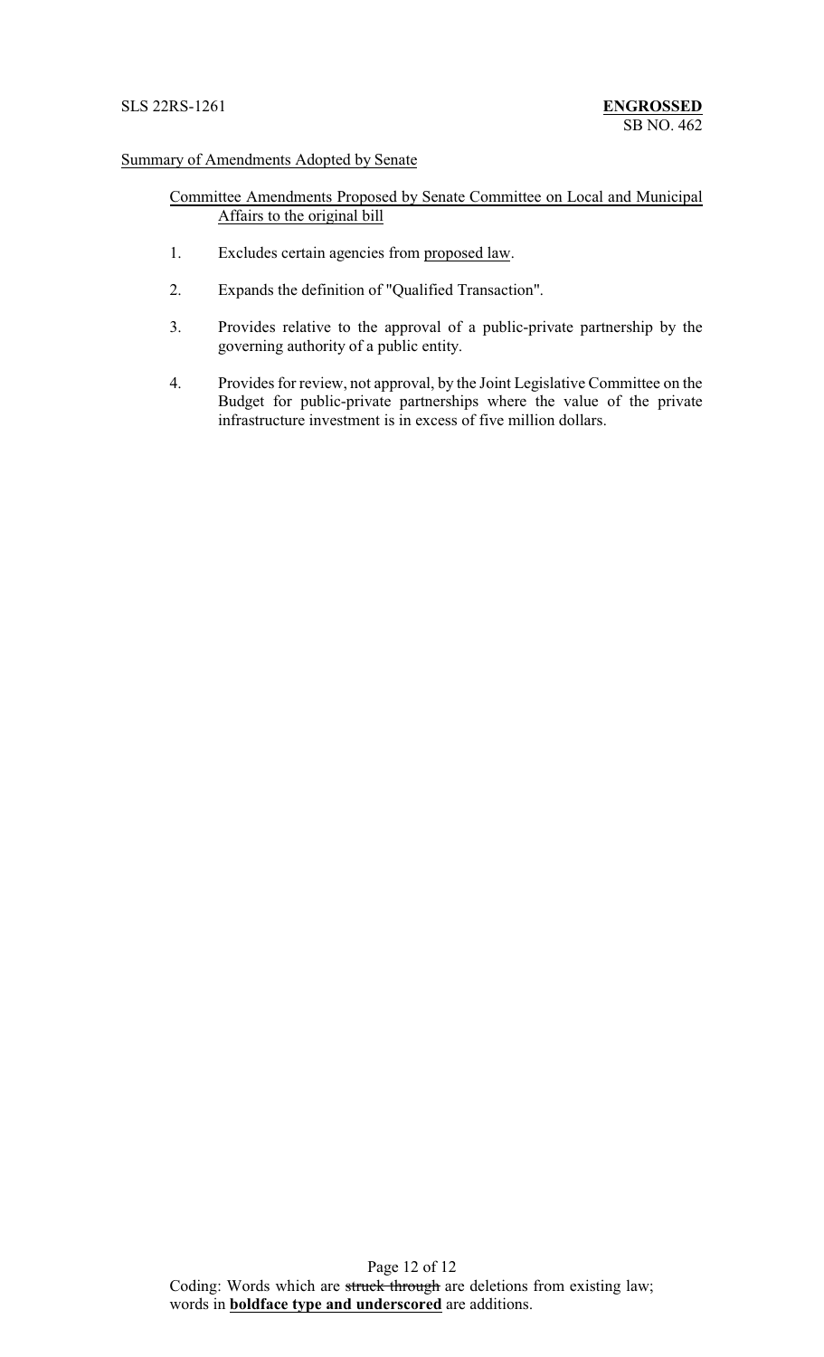Summary of Amendments Adopted by Senate

Committee Amendments Proposed by Senate Committee on Local and Municipal Affairs to the original bill

1. Excludes certain agencies from proposed law.

2. Expands the definition of "Qualified Transaction".

3. Provides relative to the approval of a public-private partnership by the governing authority of a public entity.

4. Provides for review, not approval, by the Joint Legislative Committee on the Budget for public-private partnerships where the value of the private infrastructure investment is in excess of five million dollars.